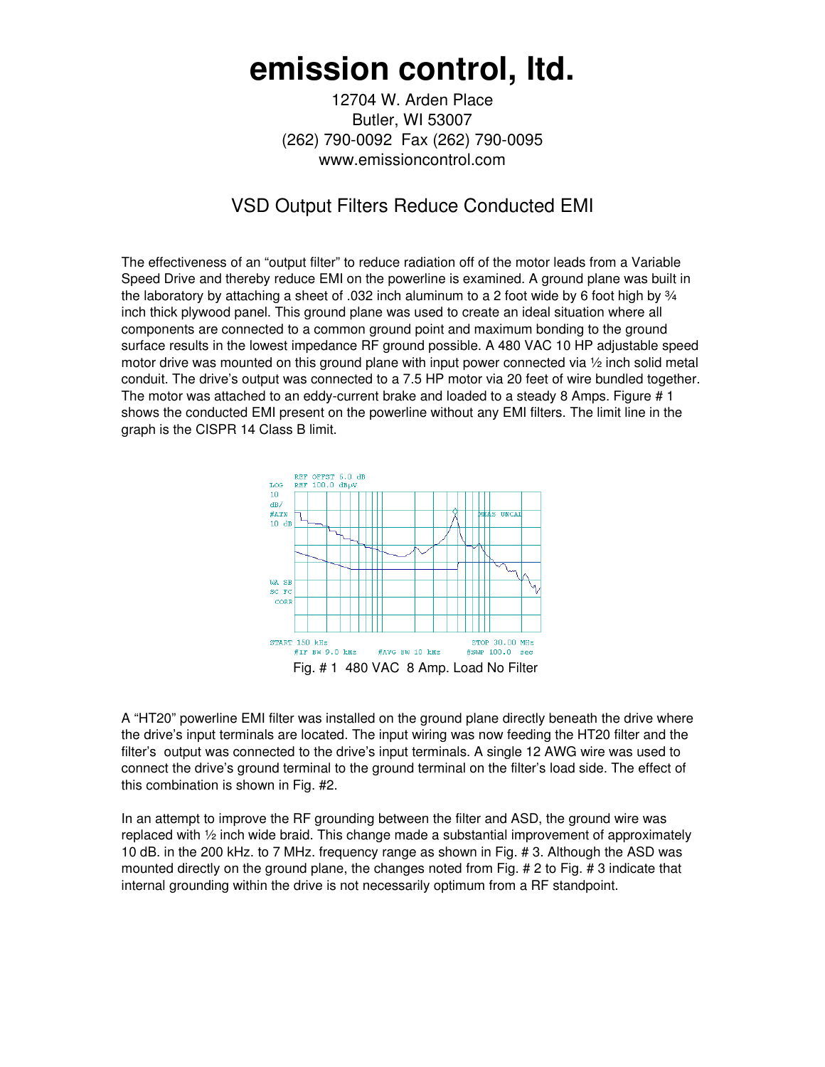# emission control, ltd.

12704 W. Arden Place
Butler, WI 53007
(262) 790-0092 Fax (262) 790-0095
www.emissioncontrol.com

## VSD Output Filters Reduce Conducted EMI

The effectiveness of an "output filter" to reduce radiation off of the motor leads from a Variable Speed Drive and thereby reduce EMI on the powerline is examined. A ground plane was built in the laboratory by attaching a sheet of .032 inch aluminum to a 2 foot wide by 6 foot high by ¾ inch thick plywood panel. This ground plane was used to create an ideal situation where all components are connected to a common ground point and maximum bonding to the ground surface results in the lowest impedance RF ground possible. A 480 VAC 10 HP adjustable speed motor drive was mounted on this ground plane with input power connected via ½ inch solid metal conduit. The drive's output was connected to a 7.5 HP motor via 20 feet of wire bundled together. The motor was attached to an eddy-current brake and loaded to a steady 8 Amps. Figure # 1 shows the conducted EMI present on the powerline without any EMI filters. The limit line in the graph is the CISPR 14 Class B limit.

Fig. # 1 480 VAC 8 Amp. Load No Filter

A "HT20" powerline EMI filter was installed on the ground plane directly beneath the drive where the drive's input terminals are located. The input wiring was now feeding the HT20 filter and the filter's output was connected to the drive's input terminals. A single 12 AWG wire was used to connect the drive's ground terminal to the ground terminal on the filter's load side. The effect of this combination is shown in Fig. #2.

In an attempt to improve the RF grounding between the filter and ASD, the ground wire was replaced with ½ inch wide braid. This change made a substantial improvement of approximately 10 dB. in the 200 kHz. to 7 MHz. frequency range as shown in Fig. # 3. Although the ASD was mounted directly on the ground plane, the changes noted from Fig. # 2 to Fig. # 3 indicate that internal grounding within the drive is not necessarily optimum from a RF standpoint.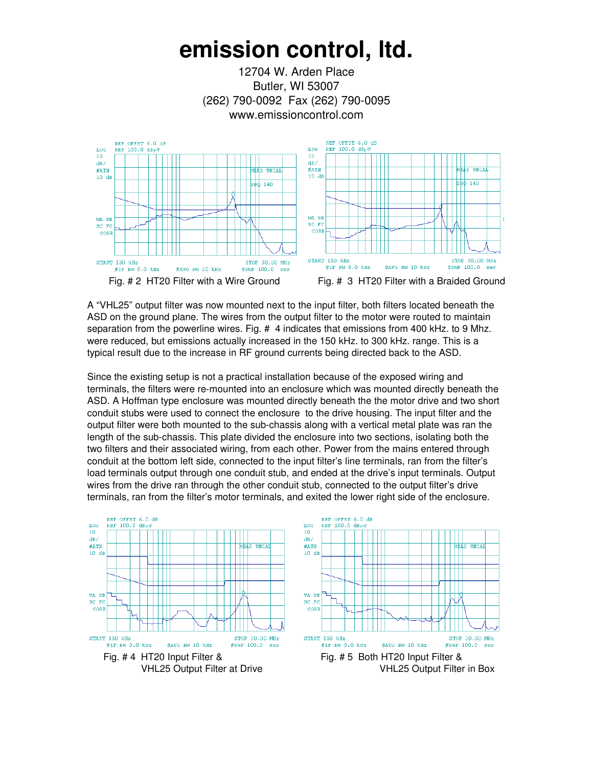# emission control, ltd.

12704 W. Arden Place
Butler, WI 53007
(262) 790-0092 Fax (262) 790-0095
www.emissioncontrol.com

Fig. # 2 HT20 Filter with a Wire Ground

Fig. # 3 HT20 Filter with a Braided Ground

A "VHL25" output filter was now mounted next to the input filter, both filters located beneath the ASD on the ground plane. The wires from the output filter to the motor were routed to maintain separation from the powerline wires. Fig. # 4 indicates that emissions from 400 kHz. to 9 Mhz. were reduced, but emissions actually increased in the 150 kHz. to 300 kHz. range. This is a typical result due to the increase in RF ground currents being directed back to the ASD.

Since the existing setup is not a practical installation because of the exposed wiring and terminals, the filters were re-mounted into an enclosure which was mounted directly beneath the ASD. A Hoffman type enclosure was mounted directly beneath the the motor drive and two short conduit stubs were used to connect the enclosure to the drive housing. The input filter and the output filter were both mounted to the sub-chassis along with a vertical metal plate was ran the length of the sub-chassis. This plate divided the enclosure into two sections, isolating both the two filters and their associated wiring, from each other. Power from the mains entered through conduit at the bottom left side, connected to the input filter's line terminals, ran from the filter's load terminals output through one conduit stub, and ended at the drive's input terminals. Output wires from the drive ran through the other conduit stub, connected to the output filter's drive terminals, ran from the filter's motor terminals, and exited the lower right side of the enclosure.

Fig. # 4 HT20 Input Filter & VHL25 Output Filter at Drive

Fig. # 5 Both HT20 Input Filter & VHL25 Output Filter in Box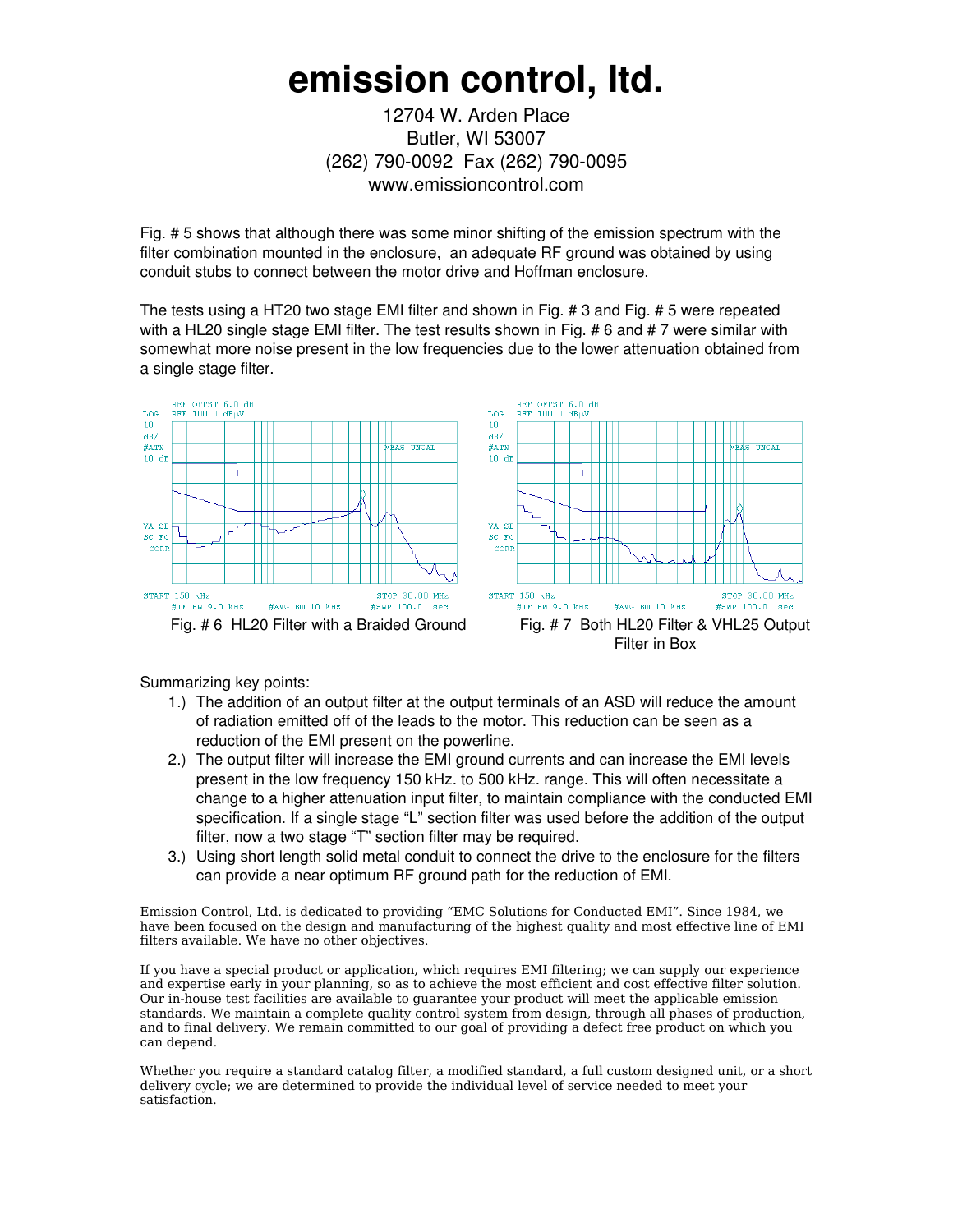# emission control, ltd.

12704 W. Arden Place
Butler, WI 53007
(262) 790-0092 Fax (262) 790-0095
www.emissioncontrol.com

Fig. # 5 shows that although there was some minor shifting of the emission spectrum with the filter combination mounted in the enclosure, an adequate RF ground was obtained by using conduit stubs to connect between the motor drive and Hoffman enclosure.

The tests using a HT20 two stage EMI filter and shown in Fig. # 3 and Fig. # 5 were repeated with a HL20 single stage EMI filter. The test results shown in Fig. # 6 and # 7 were similar with somewhat more noise present in the low frequencies due to the lower attenuation obtained from a single stage filter.

REF OFFST 6.0 dB
LOG REF 100.0 dBμV
10 dB/
#ATN 10 dB
MEAS UNCAL
VA SB
SC FC
CORR
START 150 kHz
STOP 30.00 MHz
#IF BW 9.0 kHz
#AVG BW 10 kHz
#SWP 100.0 sec

Fig. # 6 HL20 Filter with a Braided Ground

REF OFFST 6.0 dB
LOG REF 100.0 dBμV
10 dB/
#ATN 10 dB
MEAS UNCAL
VA SB
SC FC
CORR
START 150 kHz
STOP 30.00 MHz
#IF BW 9.0 kHz
#AVG BW 10 kHz
#SWP 100.0 sec

Fig. # 7 Both HL20 Filter & VHL25 Output Filter in Box

Summarizing key points:

1.) The addition of an output filter at the output terminals of an ASD will reduce the amount of radiation emitted off of the leads to the motor. This reduction can be seen as a reduction of the EMI present on the powerline.
2.) The output filter will increase the EMI ground currents and can increase the EMI levels present in the low frequency 150 kHz. to 500 kHz. range. This will often necessitate a change to a higher attenuation input filter, to maintain compliance with the conducted EMI specification. If a single stage "L" section filter was used before the addition of the output filter, now a two stage "T" section filter may be required.
3.) Using short length solid metal conduit to connect the drive to the enclosure for the filters can provide a near optimum RF ground path for the reduction of EMI.

Emission Control, Ltd. is dedicated to providing "EMC Solutions for Conducted EMI". Since 1984, we have been focused on the design and manufacturing of the highest quality and most effective line of EMI filters available. We have no other objectives.

If you have a special product or application, which requires EMI filtering; we can supply our experience and expertise early in your planning, so as to achieve the most efficient and cost effective filter solution. Our in-house test facilities are available to guarantee your product will meet the applicable emission standards. We maintain a complete quality control system from design, through all phases of production, and to final delivery. We remain committed to our goal of providing a defect free product on which you can depend.

Whether you require a standard catalog filter, a modified standard, a full custom designed unit, or a short delivery cycle; we are determined to provide the individual level of service needed to meet your satisfaction.